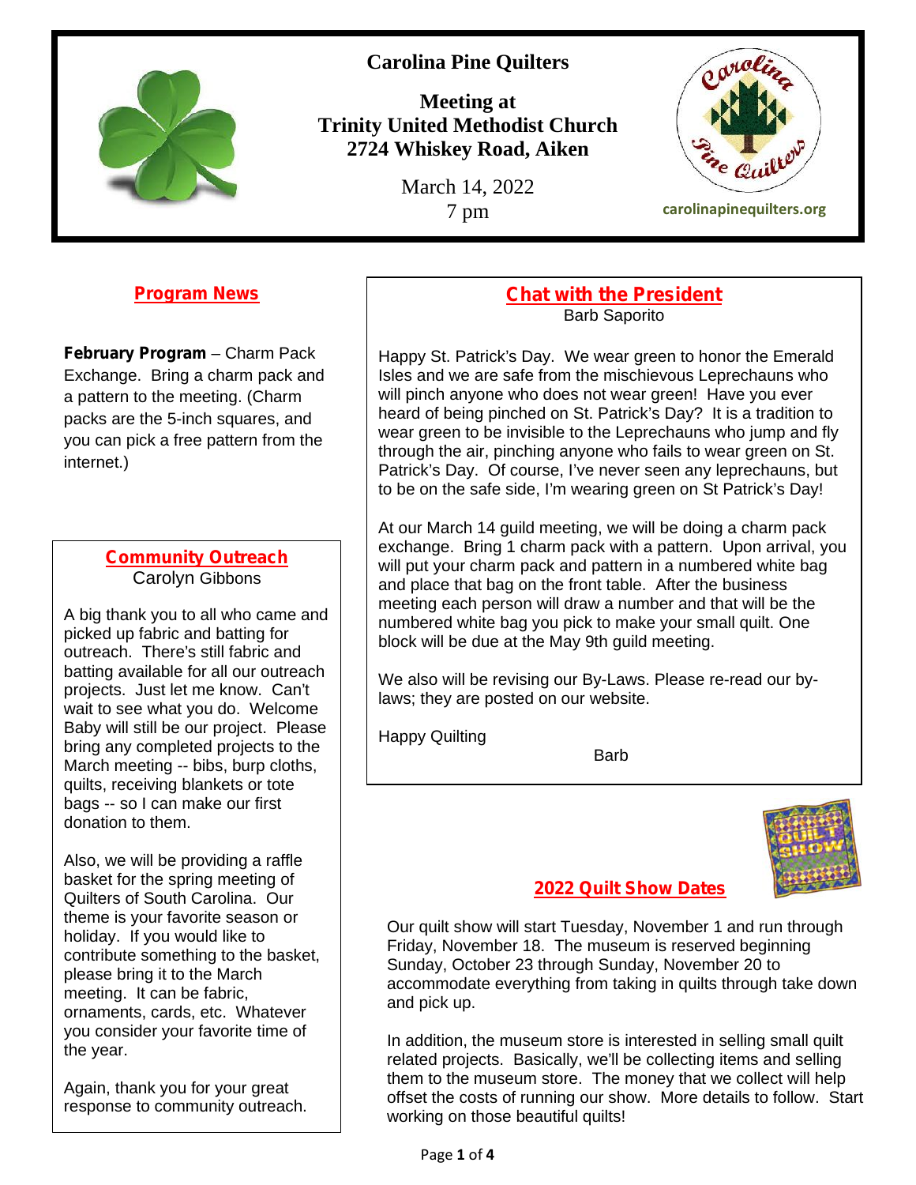# Carolina Pine Quilters

**Meeting at**
**Trinity United Methodist Church**
**2724 Whiskey Road, Aiken**

March 14, 2022
7 pm

carolinapinequilters.org

## Program News

**February Program** – Charm Pack Exchange. Bring a charm pack and a pattern to the meeting. (Charm packs are the 5-inch squares, and you can pick a free pattern from the internet.)

## Community Outreach

Carolyn Gibbons

A big thank you to all who came and picked up fabric and batting for outreach. There's still fabric and batting available for all our outreach projects. Just let me know. Can't wait to see what you do. Welcome Baby will still be our project. Please bring any completed projects to the March meeting -- bibs, burp cloths, quilts, receiving blankets or tote bags -- so I can make our first donation to them.

Also, we will be providing a raffle basket for the spring meeting of Quilters of South Carolina. Our theme is your favorite season or holiday. If you would like to contribute something to the basket, please bring it to the March meeting. It can be fabric, ornaments, cards, etc. Whatever you consider your favorite time of the year.

Again, thank you for your great response to community outreach.

## Chat with the President

Barb Saporito

Happy St. Patrick's Day. We wear green to honor the Emerald Isles and we are safe from the mischievous Leprechauns who will pinch anyone who does not wear green! Have you ever heard of being pinched on St. Patrick's Day? It is a tradition to wear green to be invisible to the Leprechauns who jump and fly through the air, pinching anyone who fails to wear green on St. Patrick's Day. Of course, I've never seen any leprechauns, but to be on the safe side, I'm wearing green on St Patrick's Day!

At our March 14 guild meeting, we will be doing a charm pack exchange. Bring 1 charm pack with a pattern. Upon arrival, you will put your charm pack and pattern in a numbered white bag and place that bag on the front table. After the business meeting each person will draw a number and that will be the numbered white bag you pick to make your small quilt. One block will be due at the May 9th guild meeting.

We also will be revising our By-Laws. Please re-read our by-laws; they are posted on our website.

Happy Quilting

Barb

## 2022 Quilt Show Dates

Our quilt show will start Tuesday, November 1 and run through Friday, November 18. The museum is reserved beginning Sunday, October 23 through Sunday, November 20 to accommodate everything from taking in quilts through take down and pick up.

In addition, the museum store is interested in selling small quilt related projects. Basically, we'll be collecting items and selling them to the museum store. The money that we collect will help offset the costs of running our show. More details to follow. Start working on those beautiful quilts!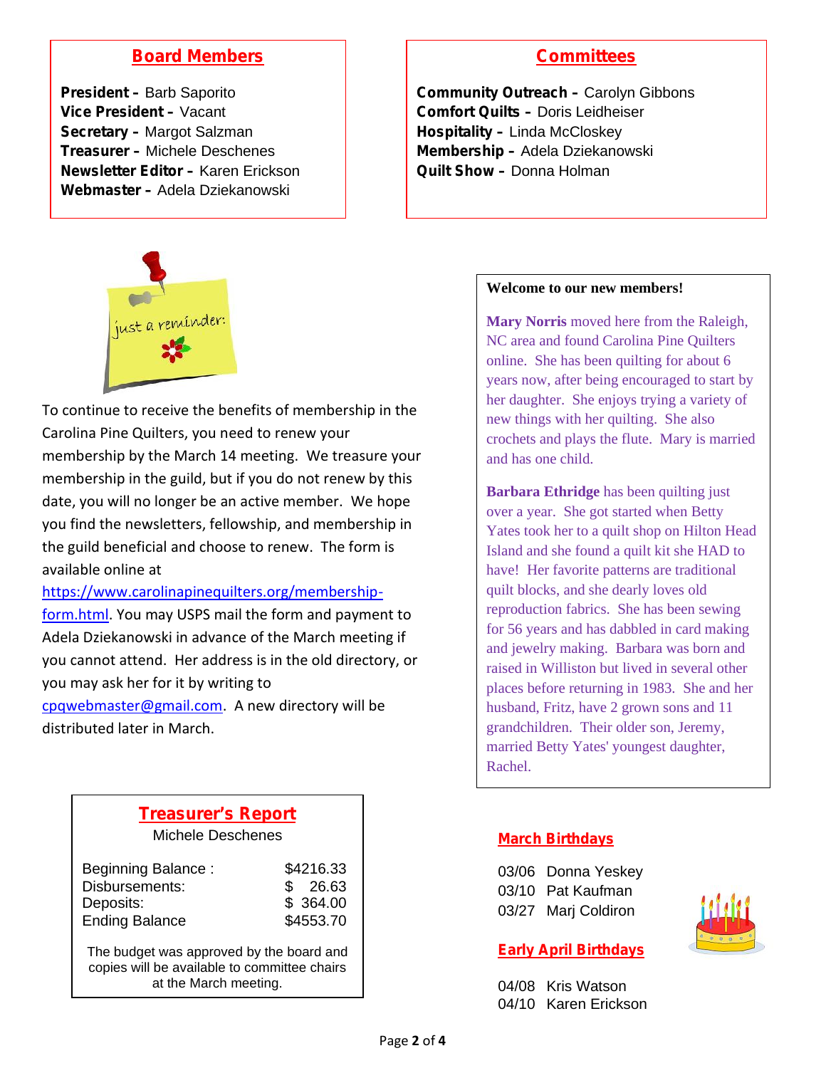## Board Members

**President –** Barb Saporito
**Vice President –** Vacant
**Secretary –** Margot Salzman
**Treasurer –** Michele Deschenes
**Newsletter Editor –** Karen Erickson
**Webmaster –** Adela Dziekanowski

## Committees

**Community Outreach –** Carolyn Gibbons
**Comfort Quilts –** Doris Leidheiser
**Hospitality –** Linda McCloskey
**Membership –** Adela Dziekanowski
**Quilt Show –** Donna Holman

just a reminder:

To continue to receive the benefits of membership in the Carolina Pine Quilters, you need to renew your membership by the March 14 meeting. We treasure your membership in the guild, but if you do not renew by this date, you will no longer be an active member. We hope you find the newsletters, fellowship, and membership in the guild beneficial and choose to renew. The form is available online at https://www.carolinapinequilters.org/membership-form.html. You may USPS mail the form and payment to Adela Dziekanowski in advance of the March meeting if you cannot attend. Her address is in the old directory, or you may ask her for it by writing to cpqwebmaster@gmail.com. A new directory will be distributed later in March.

**Welcome to our new members!**

**Mary Norris** moved here from the Raleigh, NC area and found Carolina Pine Quilters online. She has been quilting for about 6 years now, after being encouraged to start by her daughter. She enjoys trying a variety of new things with her quilting. She also crochets and plays the flute. Mary is married and has one child.

**Barbara Ethridge** has been quilting just over a year. She got started when Betty Yates took her to a quilt shop on Hilton Head Island and she found a quilt kit she HAD to have! Her favorite patterns are traditional quilt blocks, and she dearly loves old reproduction fabrics. She has been sewing for 56 years and has dabbled in card making and jewelry making. Barbara was born and raised in Williston but lived in several other places before returning in 1983. She and her husband, Fritz, have 2 grown sons and 11 grandchildren. Their older son, Jeremy, married Betty Yates' youngest daughter, Rachel.

## Treasurer's Report

Michele Deschenes

| | |
|---|---|
| Beginning Balance : | $4216.33 |
| Disbursements: | $ 26.63 |
| Deposits: | $ 364.00 |
| Ending Balance | $4553.70 |

The budget was approved by the board and copies will be available to committee chairs at the March meeting.

## March Birthdays

03/06 Donna Yeskey
03/10 Pat Kaufman
03/27 Marj Coldiron

## Early April Birthdays

04/08 Kris Watson
04/10 Karen Erickson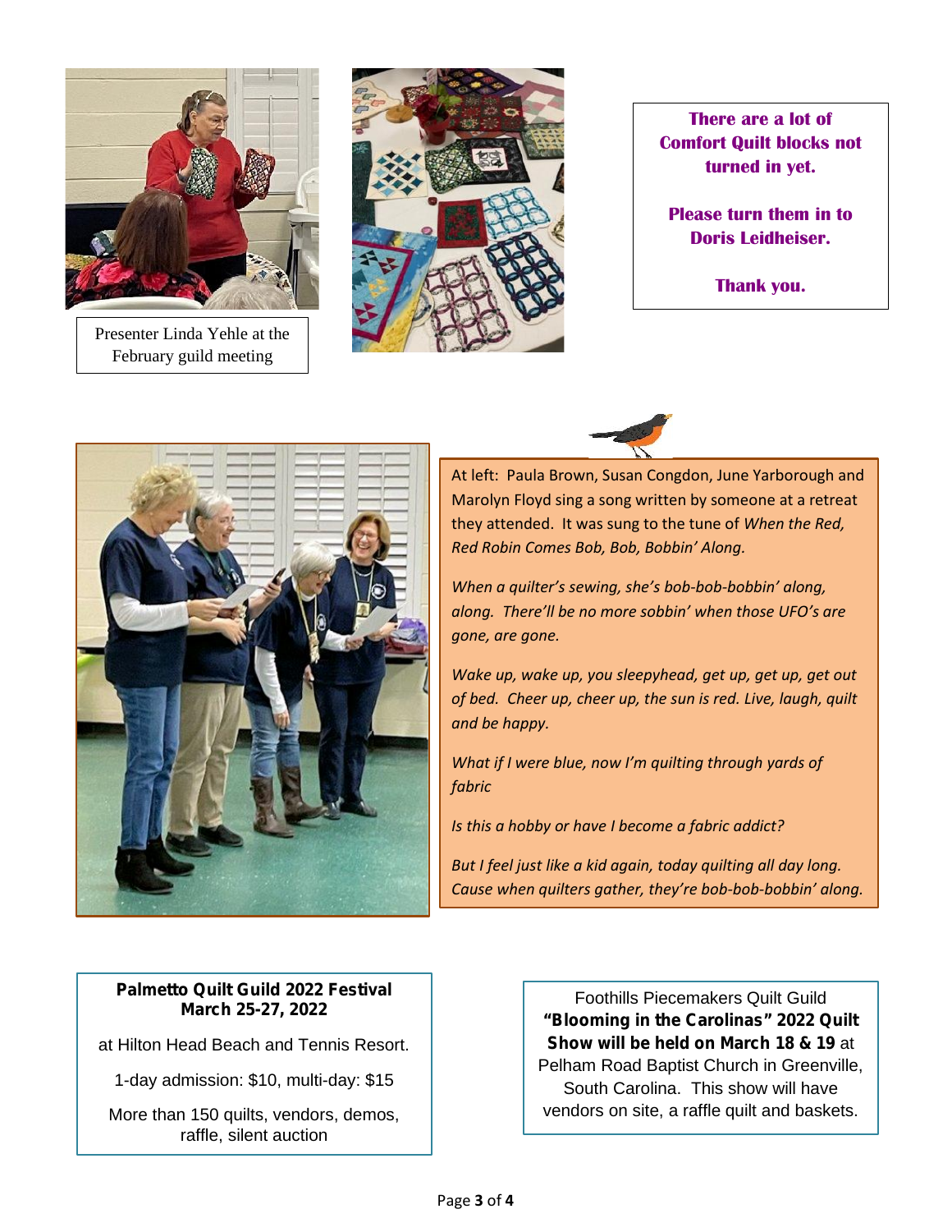Presenter Linda Yehle at the February guild meeting

**There are a lot of Comfort Quilt blocks not turned in yet.**

**Please turn them in to Doris Leidheiser.**

**Thank you.**

At left: Paula Brown, Susan Congdon, June Yarborough and Marolyn Floyd sing a song written by someone at a retreat they attended. It was sung to the tune of *When the Red, Red Robin Comes Bob, Bob, Bobbin' Along*.

*When a quilter's sewing, she's bob-bob-bobbin' along, along. There'll be no more sobbin' when those UFO's are gone, are gone.*

*Wake up, wake up, you sleepyhead, get up, get up, get out of bed. Cheer up, cheer up, the sun is red. Live, laugh, quilt and be happy.*

*What if I were blue, now I'm quilting through yards of fabric*

*Is this a hobby or have I become a fabric addict?*

*But I feel just like a kid again, today quilting all day long. Cause when quilters gather, they're bob-bob-bobbin' along.*

**Palmetto Quilt Guild 2022 Festival**
**March 25-27, 2022**

at Hilton Head Beach and Tennis Resort.

1-day admission: $10, multi-day: $15

More than 150 quilts, vendors, demos, raffle, silent auction

Foothills Piecemakers Quilt Guild **"Blooming in the Carolinas" 2022 Quilt Show will be held on March 18 & 19** at Pelham Road Baptist Church in Greenville, South Carolina. This show will have vendors on site, a raffle quilt and baskets.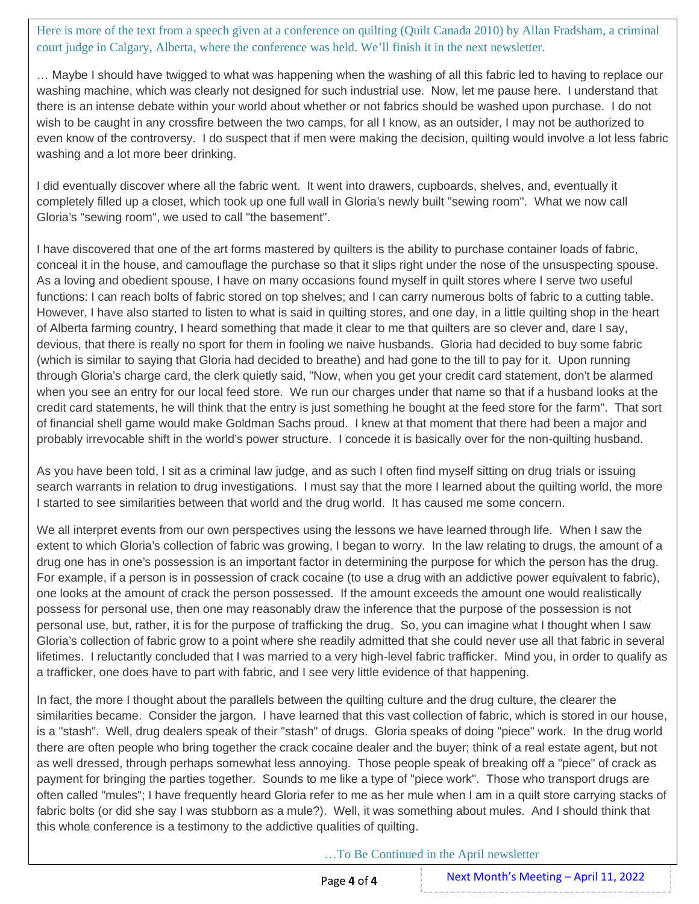Here is more of the text from a speech given at a conference on quilting (Quilt Canada 2010) by Allan Fradsham, a criminal court judge in Calgary, Alberta, where the conference was held. We'll finish it in the next newsletter.

… Maybe I should have twigged to what was happening when the washing of all this fabric led to having to replace our washing machine, which was clearly not designed for such industrial use. Now, let me pause here. I understand that there is an intense debate within your world about whether or not fabrics should be washed upon purchase. I do not wish to be caught in any crossfire between the two camps, for all I know, as an outsider, I may not be authorized to even know of the controversy. I do suspect that if men were making the decision, quilting would involve a lot less fabric washing and a lot more beer drinking.

I did eventually discover where all the fabric went. It went into drawers, cupboards, shelves, and, eventually it completely filled up a closet, which took up one full wall in Gloria's newly built "sewing room". What we now call Gloria's "sewing room", we used to call "the basement".

I have discovered that one of the art forms mastered by quilters is the ability to purchase container loads of fabric, conceal it in the house, and camouflage the purchase so that it slips right under the nose of the unsuspecting spouse. As a loving and obedient spouse, I have on many occasions found myself in quilt stores where I serve two useful functions: I can reach bolts of fabric stored on top shelves; and I can carry numerous bolts of fabric to a cutting table. However, I have also started to listen to what is said in quilting stores, and one day, in a little quilting shop in the heart of Alberta farming country, I heard something that made it clear to me that quilters are so clever and, dare I say, devious, that there is really no sport for them in fooling we naive husbands. Gloria had decided to buy some fabric (which is similar to saying that Gloria had decided to breathe) and had gone to the till to pay for it. Upon running through Gloria's charge card, the clerk quietly said, "Now, when you get your credit card statement, don't be alarmed when you see an entry for our local feed store. We run our charges under that name so that if a husband looks at the credit card statements, he will think that the entry is just something he bought at the feed store for the farm". That sort of financial shell game would make Goldman Sachs proud. I knew at that moment that there had been a major and probably irrevocable shift in the world's power structure. I concede it is basically over for the non-quilting husband.

As you have been told, I sit as a criminal law judge, and as such I often find myself sitting on drug trials or issuing search warrants in relation to drug investigations. I must say that the more I learned about the quilting world, the more I started to see similarities between that world and the drug world. It has caused me some concern.

We all interpret events from our own perspectives using the lessons we have learned through life. When I saw the extent to which Gloria's collection of fabric was growing, I began to worry. In the law relating to drugs, the amount of a drug one has in one's possession is an important factor in determining the purpose for which the person has the drug. For example, if a person is in possession of crack cocaine (to use a drug with an addictive power equivalent to fabric), one looks at the amount of crack the person possessed. If the amount exceeds the amount one would realistically possess for personal use, then one may reasonably draw the inference that the purpose of the possession is not personal use, but, rather, it is for the purpose of trafficking the drug. So, you can imagine what I thought when I saw Gloria's collection of fabric grow to a point where she readily admitted that she could never use all that fabric in several lifetimes. I reluctantly concluded that I was married to a very high-level fabric trafficker. Mind you, in order to qualify as a trafficker, one does have to part with fabric, and I see very little evidence of that happening.

In fact, the more I thought about the parallels between the quilting culture and the drug culture, the clearer the similarities became. Consider the jargon. I have learned that this vast collection of fabric, which is stored in our house, is a "stash". Well, drug dealers speak of their "stash" of drugs. Gloria speaks of doing "piece" work. In the drug world there are often people who bring together the crack cocaine dealer and the buyer; think of a real estate agent, but not as well dressed, through perhaps somewhat less annoying. Those people speak of breaking off a "piece" of crack as payment for bringing the parties together. Sounds to me like a type of "piece work". Those who transport drugs are often called "mules"; I have frequently heard Gloria refer to me as her mule when I am in a quilt store carrying stacks of fabric bolts (or did she say I was stubborn as a mule?). Well, it was something about mules. And I should think that this whole conference is a testimony to the addictive qualities of quilting.

…To Be Continued in the April newsletter

Next Month's Meeting – April 11, 2022